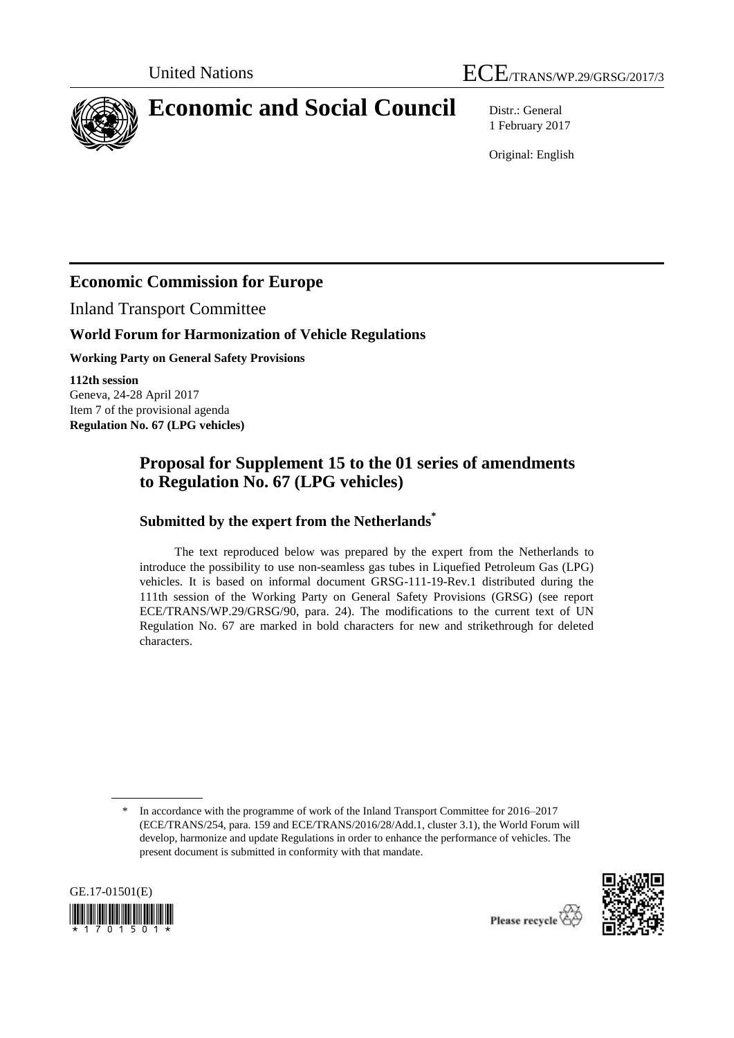United Nations

ECE/TRANS/WP.29/GRSG/2017/3

# Economic and Social Council

Distr.: General
1 February 2017

Original: English

## Economic Commission for Europe

Inland Transport Committee

### World Forum for Harmonization of Vehicle Regulations

**Working Party on General Safety Provisions**

**112th session**
Geneva, 24-28 April 2017
Item 7 of the provisional agenda
**Regulation No. 67 (LPG vehicles)**

## Proposal for Supplement 15 to the 01 series of amendments to Regulation No. 67 (LPG vehicles)

### Submitted by the expert from the Netherlands*

The text reproduced below was prepared by the expert from the Netherlands to introduce the possibility to use non-seamless gas tubes in Liquefied Petroleum Gas (LPG) vehicles. It is based on informal document GRSG-111-19-Rev.1 distributed during the 111th session of the Working Party on General Safety Provisions (GRSG) (see report ECE/TRANS/WP.29/GRSG/90, para. 24). The modifications to the current text of UN Regulation No. 67 are marked in bold characters for new and strikethrough for deleted characters.

---

\* In accordance with the programme of work of the Inland Transport Committee for 2016–2017 (ECE/TRANS/254, para. 159 and ECE/TRANS/2016/28/Add.1, cluster 3.1), the World Forum will develop, harmonize and update Regulations in order to enhance the performance of vehicles. The present document is submitted in conformity with that mandate.

GE.17-01501(E)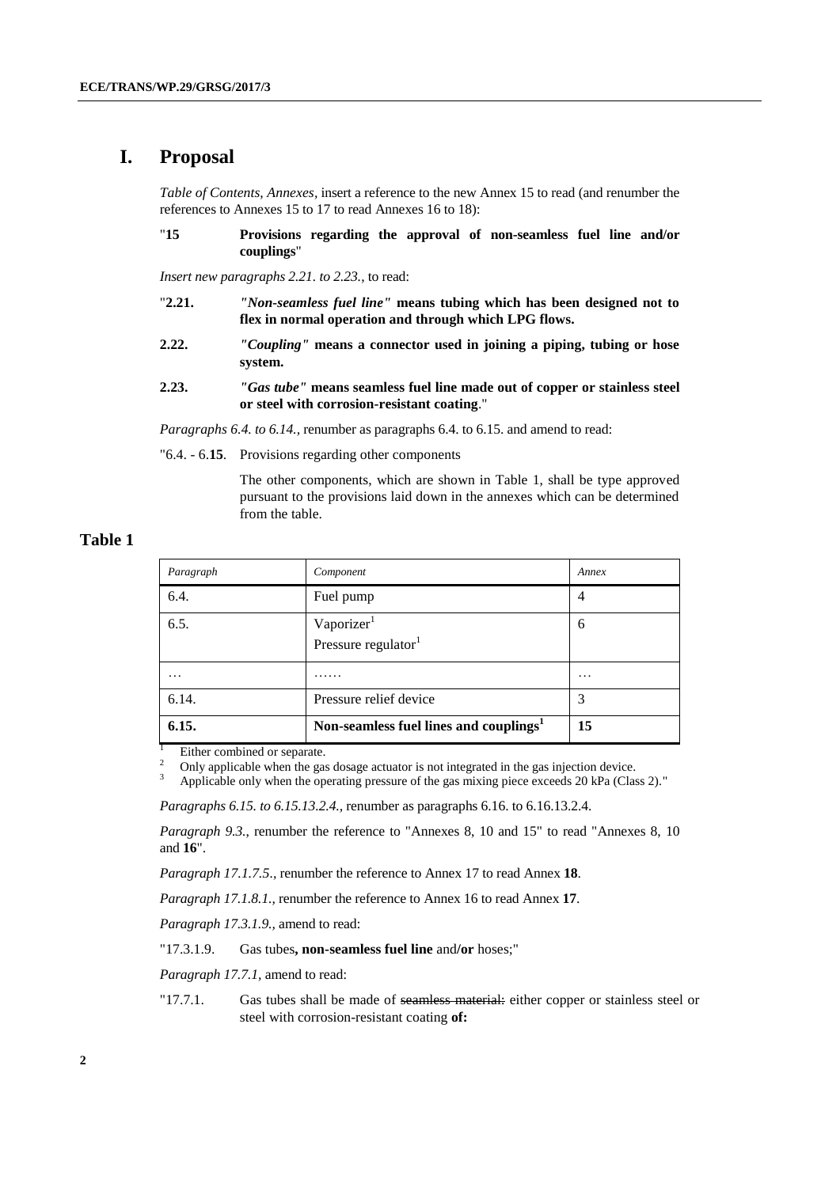# I. Proposal

*Table of Contents, Annexes*, insert a reference to the new Annex 15 to read (and renumber the references to Annexes 15 to 17 to read Annexes 16 to 18):

"**15 Provisions regarding the approval of non-seamless fuel line and/or couplings**"

*Insert new paragraphs 2.21. to 2.23.*, to read:

"**2.21.** ***"Non-seamless fuel line"*** **means tubing which has been designed not to flex in normal operation and through which LPG flows.**

**2.22.** ***"Coupling"*** **means a connector used in joining a piping, tubing or hose system.**

**2.23.** ***"Gas tube"*** **means seamless fuel line made out of copper or stainless steel or steel with corrosion-resistant coating**."

*Paragraphs 6.4. to 6.14.*, renumber as paragraphs 6.4. to 6.15. and amend to read:

"6.4. - 6.**15**. Provisions regarding other components

The other components, which are shown in Table 1, shall be type approved pursuant to the provisions laid down in the annexes which can be determined from the table.

**Table 1**

| *Paragraph* | *Component* | *Annex* |
|---|---|---|
| 6.4. | Fuel pump | 4 |
| 6.5. | Vaporizer[1]<br>Pressure regulator[1] | 6 |
| … | …… | … |
| 6.14. | Pressure relief device | 3 |
| **6.15.** | **Non-seamless fuel lines and couplings[1]** | **15** |

[1] Either combined or separate.
[2] Only applicable when the gas dosage actuator is not integrated in the gas injection device.
[3] Applicable only when the operating pressure of the gas mixing piece exceeds 20 kPa (Class 2)."

*Paragraphs 6.15. to 6.15.13.2.4.*, renumber as paragraphs 6.16. to 6.16.13.2.4.

*Paragraph 9.3.*, renumber the reference to "Annexes 8, 10 and 15" to read "Annexes 8, 10 and **16**".

*Paragraph 17.1.7.5.*, renumber the reference to Annex 17 to read Annex **18**.

*Paragraph 17.1.8.1.*, renumber the reference to Annex 16 to read Annex **17**.

*Paragraph 17.3.1.9.*, amend to read:

"17.3.1.9. Gas tubes**, non-seamless fuel line** and**/or** hoses;"

*Paragraph 17.7.1*, amend to read:

"17.7.1. Gas tubes shall be made of ~~seamless material:~~ either copper or stainless steel or steel with corrosion-resistant coating **of:**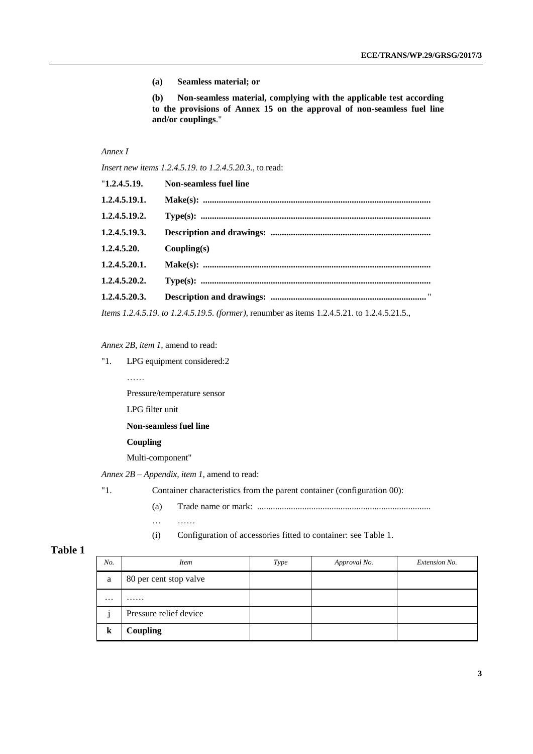**(a) Seamless material; or**

**(b) Non-seamless material, complying with the applicable test according to the provisions of Annex 15 on the approval of non-seamless fuel line and/or couplings**."

*Annex I*

*Insert new items 1.2.4.5.19. to 1.2.4.5.20.3.,* to read:

"**1.2.4.5.19. Non-seamless fuel line**

**1.2.4.5.19.1. Make(s): ..................................................................................................**

**1.2.4.5.19.2. Type(s): ...................................................................................................**

**1.2.4.5.19.3. Description and drawings: .....................................................................**

**1.2.4.5.20. Coupling(s)**

**1.2.4.5.20.1. Make(s): ..................................................................................................**

**1.2.4.5.20.2. Type(s): ...................................................................................................**

**1.2.4.5.20.3. Description and drawings: ...................................................................** "

*Items 1.2.4.5.19. to 1.2.4.5.19.5. (former),* renumber as items 1.2.4.5.21. to 1.2.4.5.21.5.,

*Annex 2B, item 1,* amend to read:

"1. LPG equipment considered:2

……

Pressure/temperature sensor

LPG filter unit

**Non-seamless fuel line**

**Coupling**

Multi-component"

*Annex 2B – Appendix, item 1,* amend to read:

"1. Container characteristics from the parent container (configuration 00):

(a) Trade name or mark: ............................................................................

… ……

(i) Configuration of accessories fitted to container: see Table 1.

**Table 1**

| *No.* | *Item* | *Type* | *Approval No.* | *Extension No.* |
|---|---|---|---|---|
| a | 80 per cent stop valve | | | |
| … | …… | | | |
| j | Pressure relief device | | | |
| **k** | **Coupling** | | | |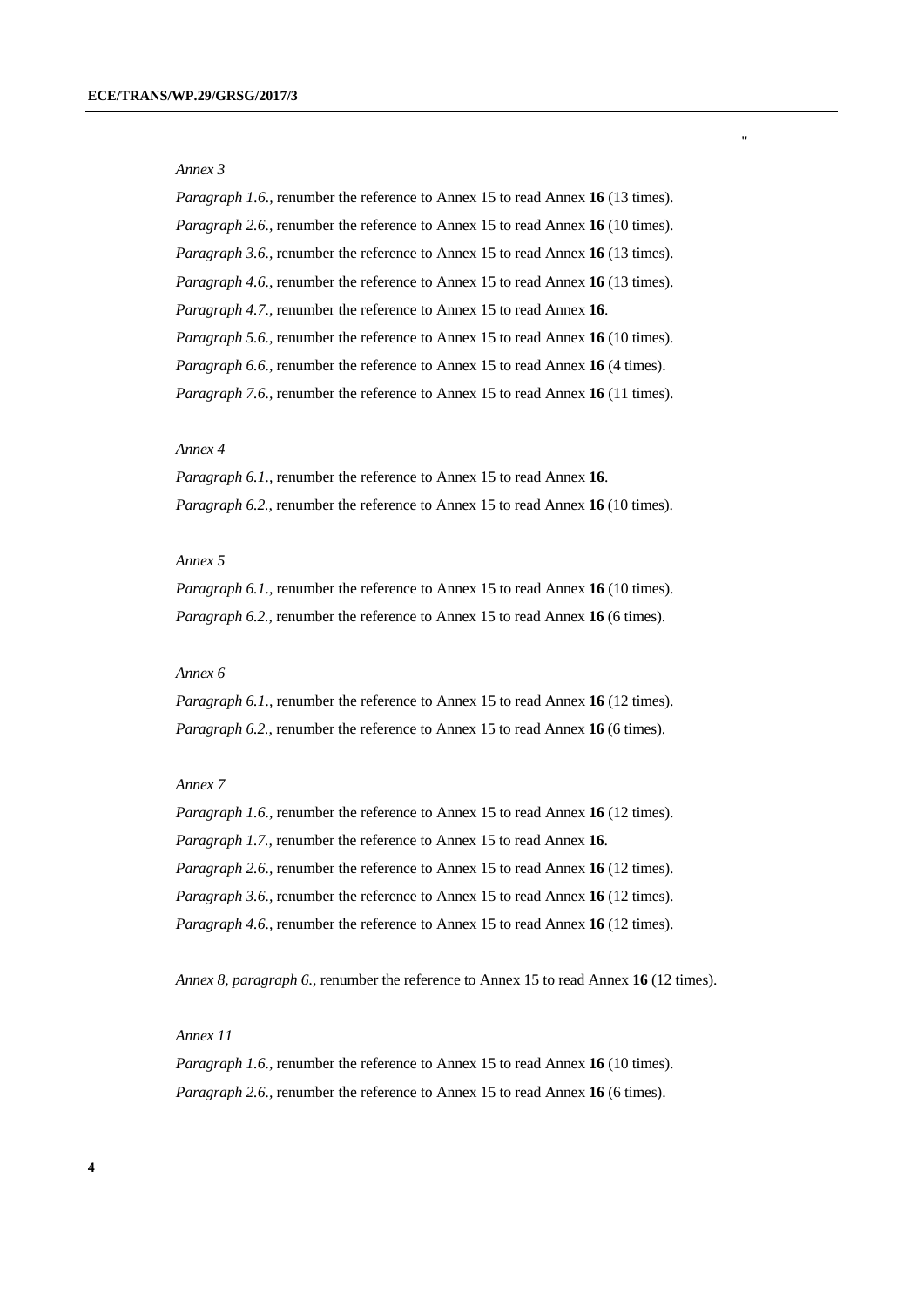"

*Annex 3*

*Paragraph 1.6.,* renumber the reference to Annex 15 to read Annex **16** (13 times).

*Paragraph 2.6.,* renumber the reference to Annex 15 to read Annex **16** (10 times).

*Paragraph 3.6.,* renumber the reference to Annex 15 to read Annex **16** (13 times).

*Paragraph 4.6.,* renumber the reference to Annex 15 to read Annex **16** (13 times).

*Paragraph 4.7.,* renumber the reference to Annex 15 to read Annex **16**.

*Paragraph 5.6.,* renumber the reference to Annex 15 to read Annex **16** (10 times).

*Paragraph 6.6.,* renumber the reference to Annex 15 to read Annex **16** (4 times).

*Paragraph 7.6.,* renumber the reference to Annex 15 to read Annex **16** (11 times).

*Annex 4*

*Paragraph 6.1.,* renumber the reference to Annex 15 to read Annex **16**.

*Paragraph 6.2.,* renumber the reference to Annex 15 to read Annex **16** (10 times).

*Annex 5*

*Paragraph 6.1.,* renumber the reference to Annex 15 to read Annex **16** (10 times).

*Paragraph 6.2.,* renumber the reference to Annex 15 to read Annex **16** (6 times).

*Annex 6*

*Paragraph 6.1.,* renumber the reference to Annex 15 to read Annex **16** (12 times).

*Paragraph 6.2.,* renumber the reference to Annex 15 to read Annex **16** (6 times).

*Annex 7*

*Paragraph 1.6.,* renumber the reference to Annex 15 to read Annex **16** (12 times).

*Paragraph 1.7.,* renumber the reference to Annex 15 to read Annex **16**.

*Paragraph 2.6.,* renumber the reference to Annex 15 to read Annex **16** (12 times).

*Paragraph 3.6.,* renumber the reference to Annex 15 to read Annex **16** (12 times).

*Paragraph 4.6.,* renumber the reference to Annex 15 to read Annex **16** (12 times).

*Annex 8, paragraph 6.,* renumber the reference to Annex 15 to read Annex **16** (12 times).

*Annex 11*

*Paragraph 1.6.,* renumber the reference to Annex 15 to read Annex **16** (10 times).

*Paragraph 2.6.,* renumber the reference to Annex 15 to read Annex **16** (6 times).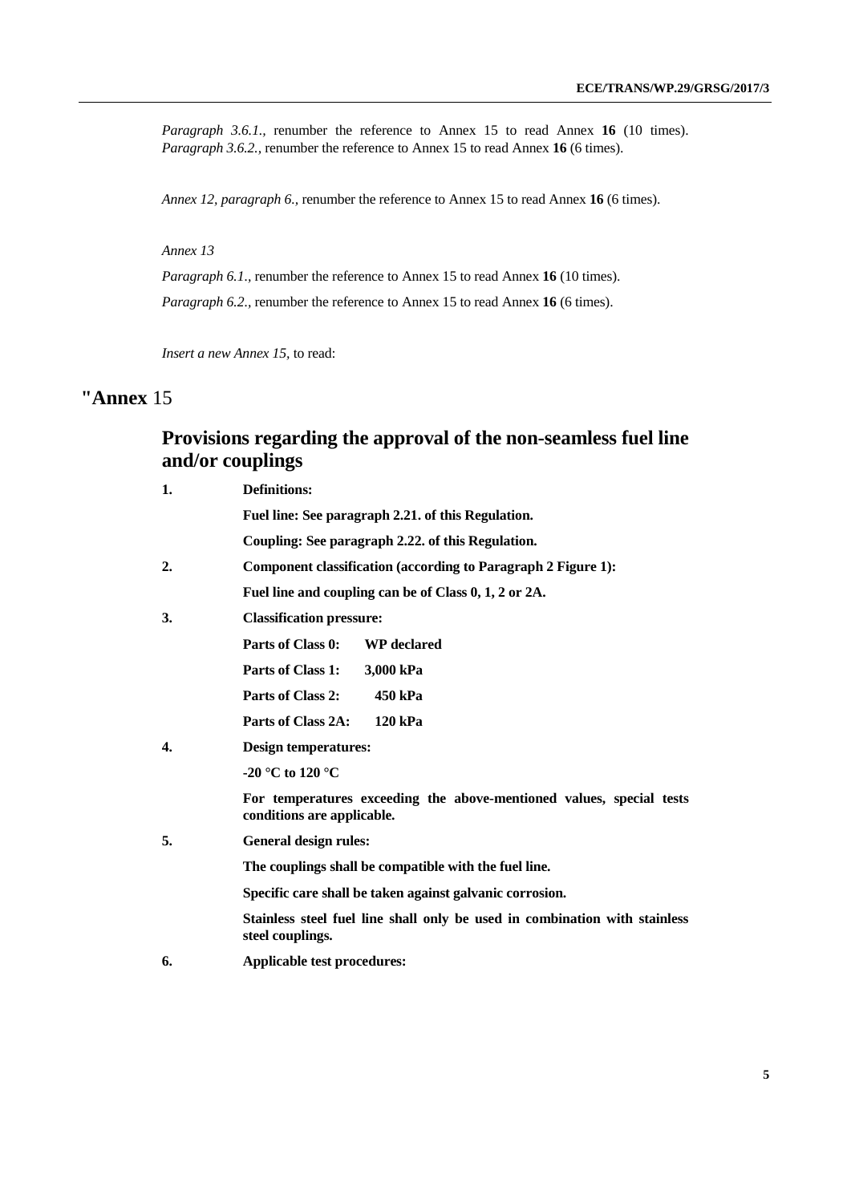*Paragraph 3.6.1.*, renumber the reference to Annex 15 to read Annex **16** (10 times). *Paragraph 3.6.2.*, renumber the reference to Annex 15 to read Annex **16** (6 times).

*Annex 12, paragraph 6.*, renumber the reference to Annex 15 to read Annex **16** (6 times).

*Annex 13*

*Paragraph 6.1.*, renumber the reference to Annex 15 to read Annex **16** (10 times).

*Paragraph 6.2.*, renumber the reference to Annex 15 to read Annex **16** (6 times).

*Insert a new Annex 15,* to read:

# "Annex 15

## Provisions regarding the approval of the non-seamless fuel line and/or couplings

**1. Definitions:**

**Fuel line: See paragraph 2.21. of this Regulation.**

**Coupling: See paragraph 2.22. of this Regulation.**

**2. Component classification (according to Paragraph 2 Figure 1):**

**Fuel line and coupling can be of Class 0, 1, 2 or 2A.**

**3. Classification pressure:**

**Parts of Class 0: WP declared**

**Parts of Class 1: 3,000 kPa**

**Parts of Class 2: 450 kPa**

**Parts of Class 2A: 120 kPa**

**4. Design temperatures:**

**-20 °C to 120 °C**

**For temperatures exceeding the above-mentioned values, special tests conditions are applicable.**

**5. General design rules:**

**The couplings shall be compatible with the fuel line.**

**Specific care shall be taken against galvanic corrosion.**

**Stainless steel fuel line shall only be used in combination with stainless steel couplings.**

**6. Applicable test procedures:**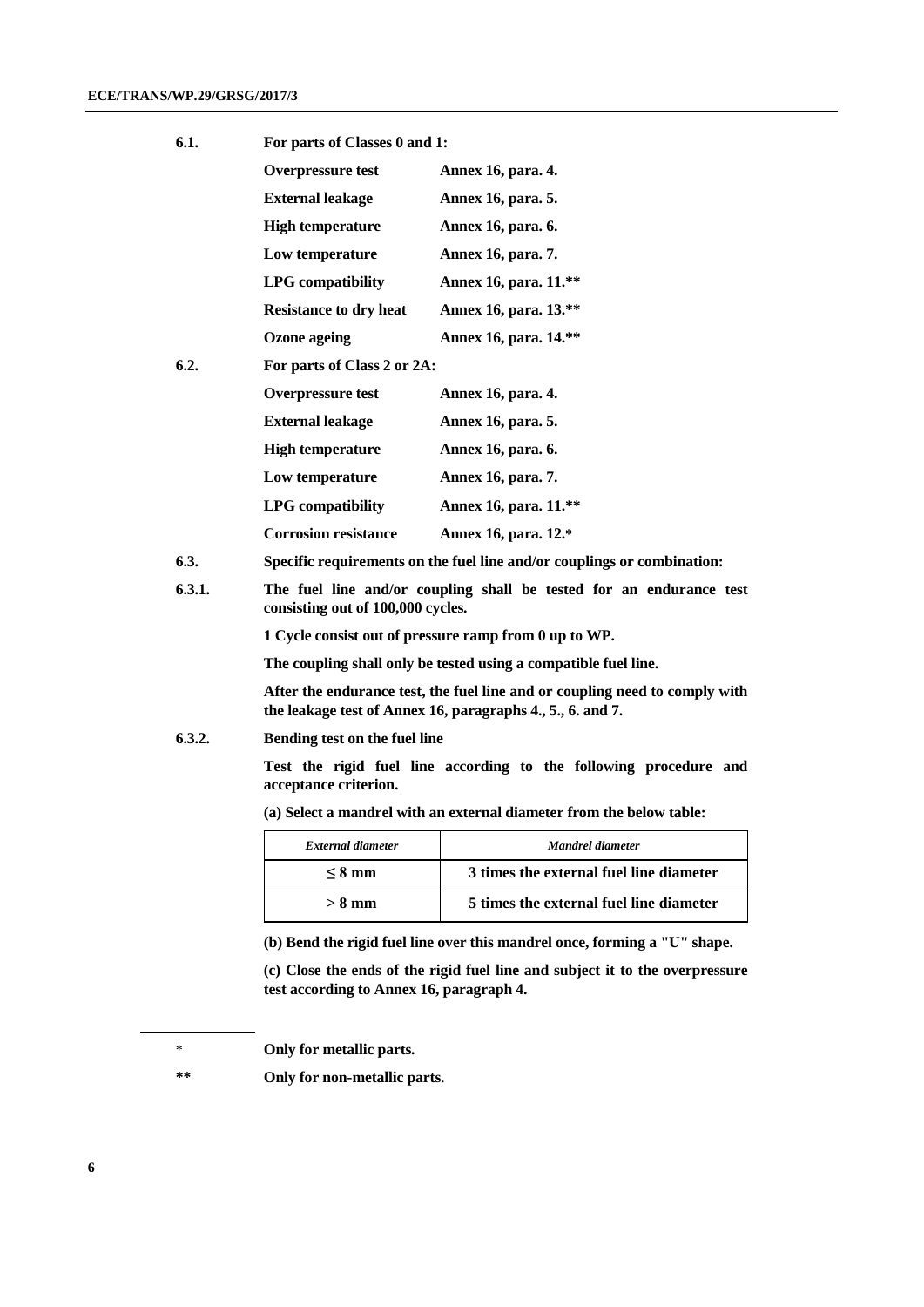6.1. **For parts of Classes 0 and 1:**

| | |
|---|---|
| **Overpressure test** | **Annex 16, para. 4.** |
| **External leakage** | **Annex 16, para. 5.** |
| **High temperature** | **Annex 16, para. 6.** |
| **Low temperature** | **Annex 16, para. 7.** |
| **LPG compatibility** | **Annex 16, para. 11.\*\*** |
| **Resistance to dry heat** | **Annex 16, para. 13.\*\*** |
| **Ozone ageing** | **Annex 16, para. 14.\*\*** |

6.2. **For parts of Class 2 or 2A:**

| | |
|---|---|
| **Overpressure test** | **Annex 16, para. 4.** |
| **External leakage** | **Annex 16, para. 5.** |
| **High temperature** | **Annex 16, para. 6.** |
| **Low temperature** | **Annex 16, para. 7.** |
| **LPG compatibility** | **Annex 16, para. 11.\*\*** |
| **Corrosion resistance** | **Annex 16, para. 12.\*** |

6.3. **Specific requirements on the fuel line and/or couplings or combination:**

6.3.1. **The fuel line and/or coupling shall be tested for an endurance test consisting out of 100,000 cycles.**

**1 Cycle consist out of pressure ramp from 0 up to WP.**

**The coupling shall only be tested using a compatible fuel line.**

**After the endurance test, the fuel line and or coupling need to comply with the leakage test of Annex 16, paragraphs 4., 5., 6. and 7.**

6.3.2. **Bending test on the fuel line**

**Test the rigid fuel line according to the following procedure and acceptance criterion.**

**(a) Select a mandrel with an external diameter from the below table:**

| *External diameter* | *Mandrel diameter* |
|---|---|
| **≤ 8 mm** | **3 times the external fuel line diameter** |
| **> 8 mm** | **5 times the external fuel line diameter** |

**(b) Bend the rigid fuel line over this mandrel once, forming a "U" shape.**

**(c) Close the ends of the rigid fuel line and subject it to the overpressure test according to Annex 16, paragraph 4.**

---

\* **Only for metallic parts.**

\*\* **Only for non-metallic parts**.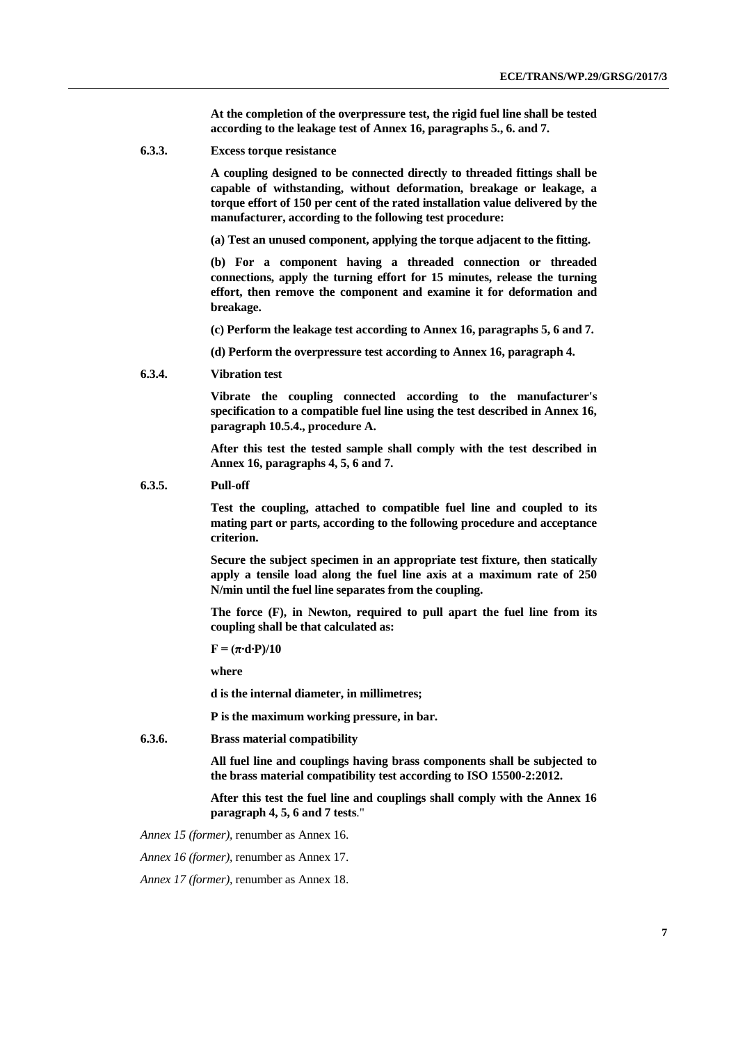**At the completion of the overpressure test, the rigid fuel line shall be tested according to the leakage test of Annex 16, paragraphs 5., 6. and 7.**

6.3.3. **Excess torque resistance**

**A coupling designed to be connected directly to threaded fittings shall be capable of withstanding, without deformation, breakage or leakage, a torque effort of 150 per cent of the rated installation value delivered by the manufacturer, according to the following test procedure:**

**(a) Test an unused component, applying the torque adjacent to the fitting.**

**(b) For a component having a threaded connection or threaded connections, apply the turning effort for 15 minutes, release the turning effort, then remove the component and examine it for deformation and breakage.**

**(c) Perform the leakage test according to Annex 16, paragraphs 5, 6 and 7.**

**(d) Perform the overpressure test according to Annex 16, paragraph 4.**

6.3.4. **Vibration test**

**Vibrate the coupling connected according to the manufacturer's specification to a compatible fuel line using the test described in Annex 16, paragraph 10.5.4., procedure A.**

**After this test the tested sample shall comply with the test described in Annex 16, paragraphs 4, 5, 6 and 7.**

6.3.5. **Pull-off**

**Test the coupling, attached to compatible fuel line and coupled to its mating part or parts, according to the following procedure and acceptance criterion.**

**Secure the subject specimen in an appropriate test fixture, then statically apply a tensile load along the fuel line axis at a maximum rate of 250 N/min until the fuel line separates from the coupling.**

**The force (F), in Newton, required to pull apart the fuel line from its coupling shall be that calculated as:**

$$F = (\pi \cdot d \cdot P)/10$$

**where**

**d is the internal diameter, in millimetres;**

**P is the maximum working pressure, in bar.**

6.3.6. **Brass material compatibility**

**All fuel line and couplings having brass components shall be subjected to the brass material compatibility test according to ISO 15500-2:2012.**

**After this test the fuel line and couplings shall comply with the Annex 16 paragraph 4, 5, 6 and 7 tests**."

*Annex 15 (former),* renumber as Annex 16.

*Annex 16 (former),* renumber as Annex 17.

*Annex 17 (former),* renumber as Annex 18.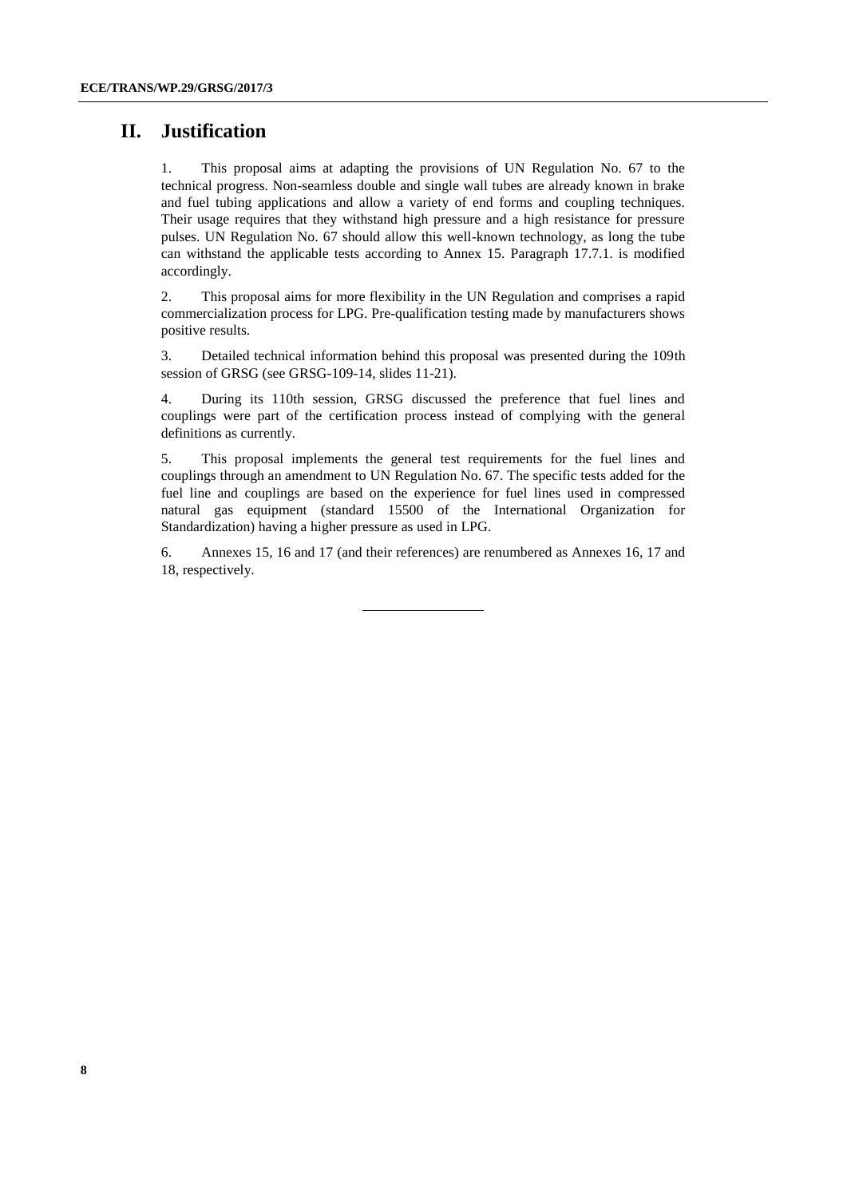## II. Justification

1. This proposal aims at adapting the provisions of UN Regulation No. 67 to the technical progress. Non-seamless double and single wall tubes are already known in brake and fuel tubing applications and allow a variety of end forms and coupling techniques. Their usage requires that they withstand high pressure and a high resistance for pressure pulses. UN Regulation No. 67 should allow this well-known technology, as long the tube can withstand the applicable tests according to Annex 15. Paragraph 17.7.1. is modified accordingly.

2. This proposal aims for more flexibility in the UN Regulation and comprises a rapid commercialization process for LPG. Pre-qualification testing made by manufacturers shows positive results.

3. Detailed technical information behind this proposal was presented during the 109th session of GRSG (see GRSG-109-14, slides 11-21).

4. During its 110th session, GRSG discussed the preference that fuel lines and couplings were part of the certification process instead of complying with the general definitions as currently.

5. This proposal implements the general test requirements for the fuel lines and couplings through an amendment to UN Regulation No. 67. The specific tests added for the fuel line and couplings are based on the experience for fuel lines used in compressed natural gas equipment (standard 15500 of the International Organization for Standardization) having a higher pressure as used in LPG.

6. Annexes 15, 16 and 17 (and their references) are renumbered as Annexes 16, 17 and 18, respectively.